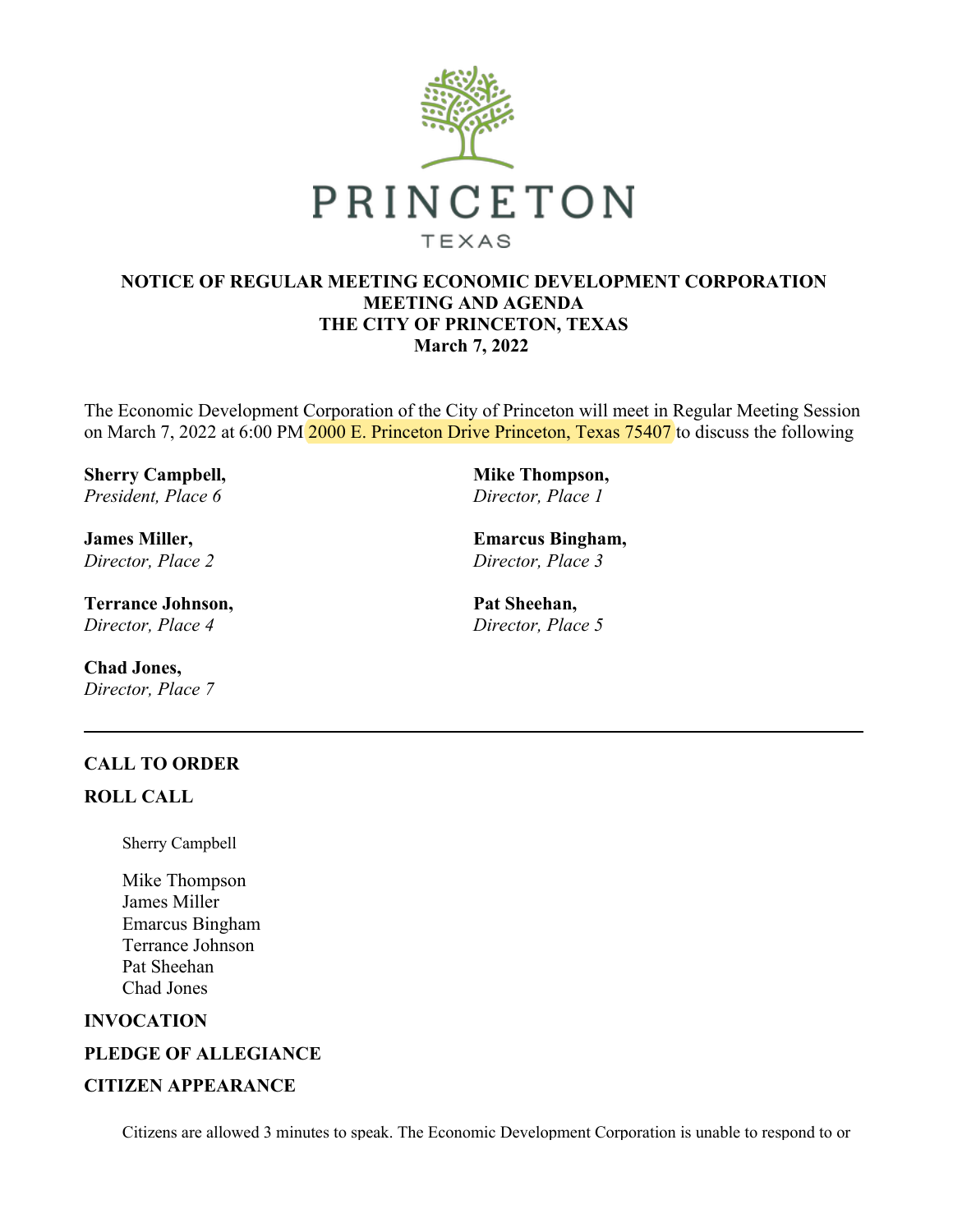PRINCETON

TEXAS

**NOTICE OF REGULAR MEETING ECONOMIC DEVELOPMENT CORPORATION MEETING AND AGENDA**
**THE CITY OF PRINCETON, TEXAS**
**March 7, 2022**

The Economic Development Corporation of the City of Princeton will meet in Regular Meeting Session on March 7, 2022 at 6:00 PM 2000 E. Princeton Drive Princeton, Texas 75407 to discuss the following

**Sherry Campbell,**
*President, Place 6*

**Mike Thompson,**
*Director, Place 1*

**James Miller,**
*Director, Place 2*

**Emarcus Bingham,**
*Director, Place 3*

**Terrance Johnson,**
*Director, Place 4*

**Pat Sheehan,**
*Director, Place 5*

**Chad Jones,**
*Director, Place 7*

---

## CALL TO ORDER

## ROLL CALL

Sherry Campbell

Mike Thompson
James Miller
Emarcus Bingham
Terrance Johnson
Pat Sheehan
Chad Jones

## INVOCATION

## PLEDGE OF ALLEGIANCE

## CITIZEN APPEARANCE

Citizens are allowed 3 minutes to speak. The Economic Development Corporation is unable to respond to or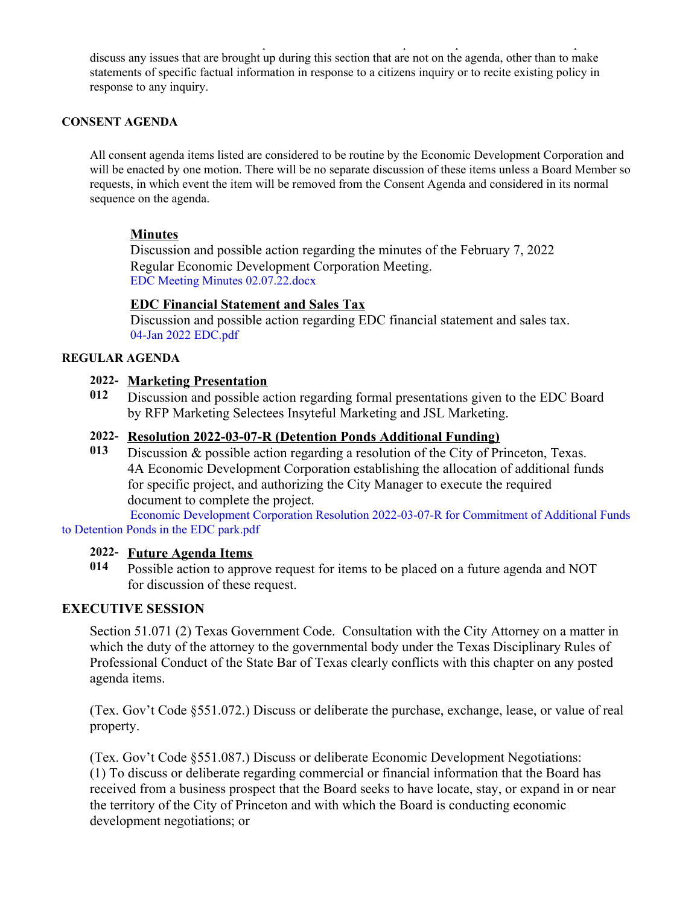discuss any issues that are brought up during this section that are not on the agenda, other than to make statements of specific factual information in response to a citizens inquiry or to recite existing policy in response to any inquiry.

**CONSENT AGENDA**

All consent agenda items listed are considered to be routine by the Economic Development Corporation and will be enacted by one motion. There will be no separate discussion of these items unless a Board Member so requests, in which event the item will be removed from the Consent Agenda and considered in its normal sequence on the agenda.

**Minutes**
Discussion and possible action regarding the minutes of the February 7, 2022 Regular Economic Development Corporation Meeting.
EDC Meeting Minutes 02.07.22.docx

**EDC Financial Statement and Sales Tax**
Discussion and possible action regarding EDC financial statement and sales tax.
04-Jan 2022 EDC.pdf

**REGULAR AGENDA**

**2022-012** **Marketing Presentation**
Discussion and possible action regarding formal presentations given to the EDC Board by RFP Marketing Selectees Insyteful Marketing and JSL Marketing.

**2022-013** **Resolution 2022-03-07-R (Detention Ponds Additional Funding)**
Discussion & possible action regarding a resolution of the City of Princeton, Texas. 4A Economic Development Corporation establishing the allocation of additional funds for specific project, and authorizing the City Manager to execute the required document to complete the project.
Economic Development Corporation Resolution 2022-03-07-R for Commitment of Additional Funds to Detention Ponds in the EDC park.pdf

**2022-014** **Future Agenda Items**
Possible action to approve request for items to be placed on a future agenda and NOT for discussion of these request.

**EXECUTIVE SESSION**

Section 51.071 (2) Texas Government Code. Consultation with the City Attorney on a matter in which the duty of the attorney to the governmental body under the Texas Disciplinary Rules of Professional Conduct of the State Bar of Texas clearly conflicts with this chapter on any posted agenda items.

(Tex. Gov't Code §551.072.) Discuss or deliberate the purchase, exchange, lease, or value of real property.

(Tex. Gov't Code §551.087.) Discuss or deliberate Economic Development Negotiations:
(1) To discuss or deliberate regarding commercial or financial information that the Board has received from a business prospect that the Board seeks to have locate, stay, or expand in or near the territory of the City of Princeton and with which the Board is conducting economic development negotiations; or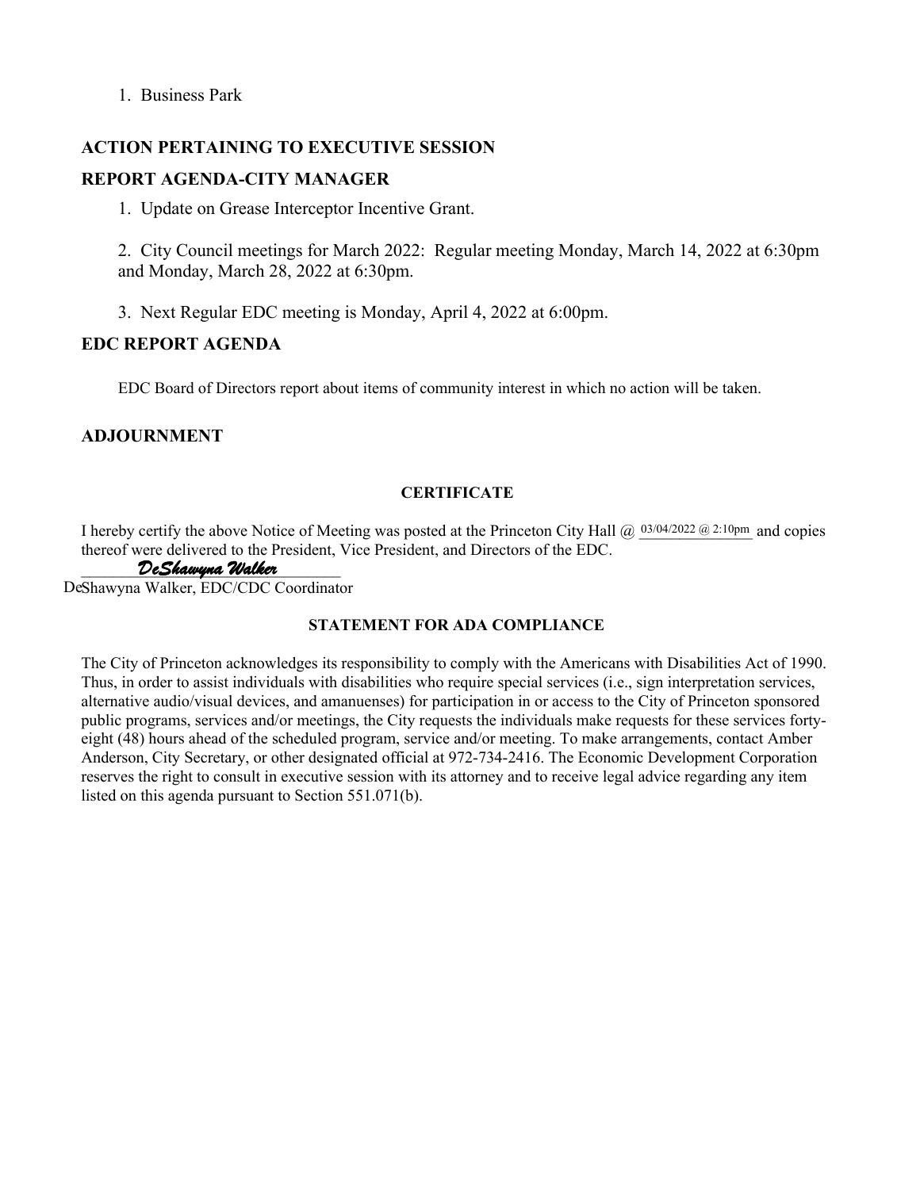1. Business Park

## ACTION PERTAINING TO EXECUTIVE SESSION

## REPORT AGENDA-CITY MANAGER

1. Update on Grease Interceptor Incentive Grant.

2. City Council meetings for March 2022: Regular meeting Monday, March 14, 2022 at 6:30pm and Monday, March 28, 2022 at 6:30pm.

3. Next Regular EDC meeting is Monday, April 4, 2022 at 6:00pm.

## EDC REPORT AGENDA

EDC Board of Directors report about items of community interest in which no action will be taken.

## ADJOURNMENT

### CERTIFICATE

I hereby certify the above Notice of Meeting was posted at the Princeton City Hall @ 03/04/2022 @ 2:10pm and copies thereof were delivered to the President, Vice President, and Directors of the EDC.

*DeShawyna Walker*

DeShawyna Walker, EDC/CDC Coordinator

### STATEMENT FOR ADA COMPLIANCE

The City of Princeton acknowledges its responsibility to comply with the Americans with Disabilities Act of 1990. Thus, in order to assist individuals with disabilities who require special services (i.e., sign interpretation services, alternative audio/visual devices, and amanuenses) for participation in or access to the City of Princeton sponsored public programs, services and/or meetings, the City requests the individuals make requests for these services forty-eight (48) hours ahead of the scheduled program, service and/or meeting. To make arrangements, contact Amber Anderson, City Secretary, or other designated official at 972-734-2416. The Economic Development Corporation reserves the right to consult in executive session with its attorney and to receive legal advice regarding any item listed on this agenda pursuant to Section 551.071(b).